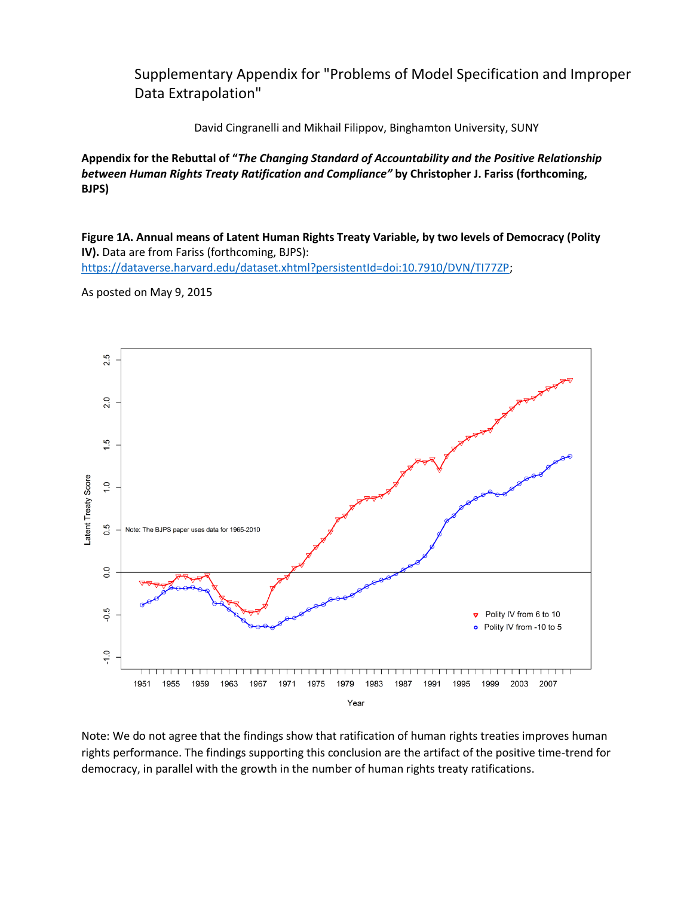# Supplementary Appendix for "Problems of Model Specification and Improper Data Extrapolation"

David Cingranelli and Mikhail Filippov, Binghamton University, SUNY

**Appendix for the Rebuttal of "*The Changing Standard of Accountability and the Positive Relationship between Human Rights Treaty Ratification and Compliance*" by Christopher J. Fariss (forthcoming, BJPS)**

**Figure 1A. Annual means of Latent Human Rights Treaty Variable, by two levels of Democracy (Polity IV).** Data are from Fariss (forthcoming, BJPS): https://dataverse.harvard.edu/dataset.xhtml?persistentId=doi:10.7910/DVN/TI77ZP;

As posted on May 9, 2015

Note: We do not agree that the findings show that ratification of human rights treaties improves human rights performance. The findings supporting this conclusion are the artifact of the positive time-trend for democracy, in parallel with the growth in the number of human rights treaty ratifications.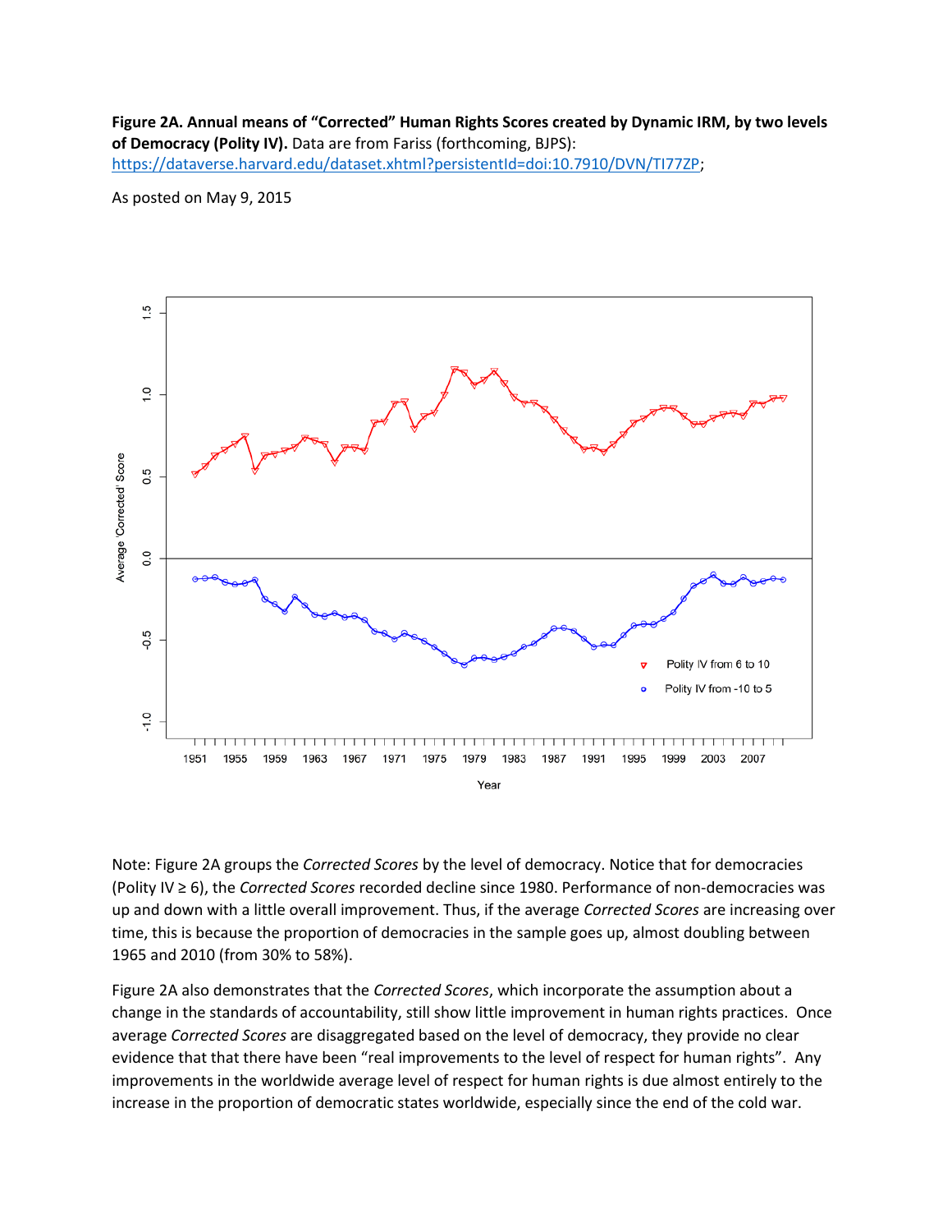**Figure 2A. Annual means of "Corrected" Human Rights Scores created by Dynamic IRM, by two levels of Democracy (Polity IV).** Data are from Fariss (forthcoming, BJPS): https://dataverse.harvard.edu/dataset.xhtml?persistentId=doi:10.7910/DVN/TI77ZP;

As posted on May 9, 2015

Note: Figure 2A groups the *Corrected Scores* by the level of democracy. Notice that for democracies (Polity IV ≥ 6), the *Corrected Scores* recorded decline since 1980. Performance of non-democracies was up and down with a little overall improvement. Thus, if the average *Corrected Scores* are increasing over time, this is because the proportion of democracies in the sample goes up, almost doubling between 1965 and 2010 (from 30% to 58%).

Figure 2A also demonstrates that the *Corrected Scores*, which incorporate the assumption about a change in the standards of accountability, still show little improvement in human rights practices. Once average *Corrected Scores* are disaggregated based on the level of democracy, they provide no clear evidence that that there have been "real improvements to the level of respect for human rights". Any improvements in the worldwide average level of respect for human rights is due almost entirely to the increase in the proportion of democratic states worldwide, especially since the end of the cold war.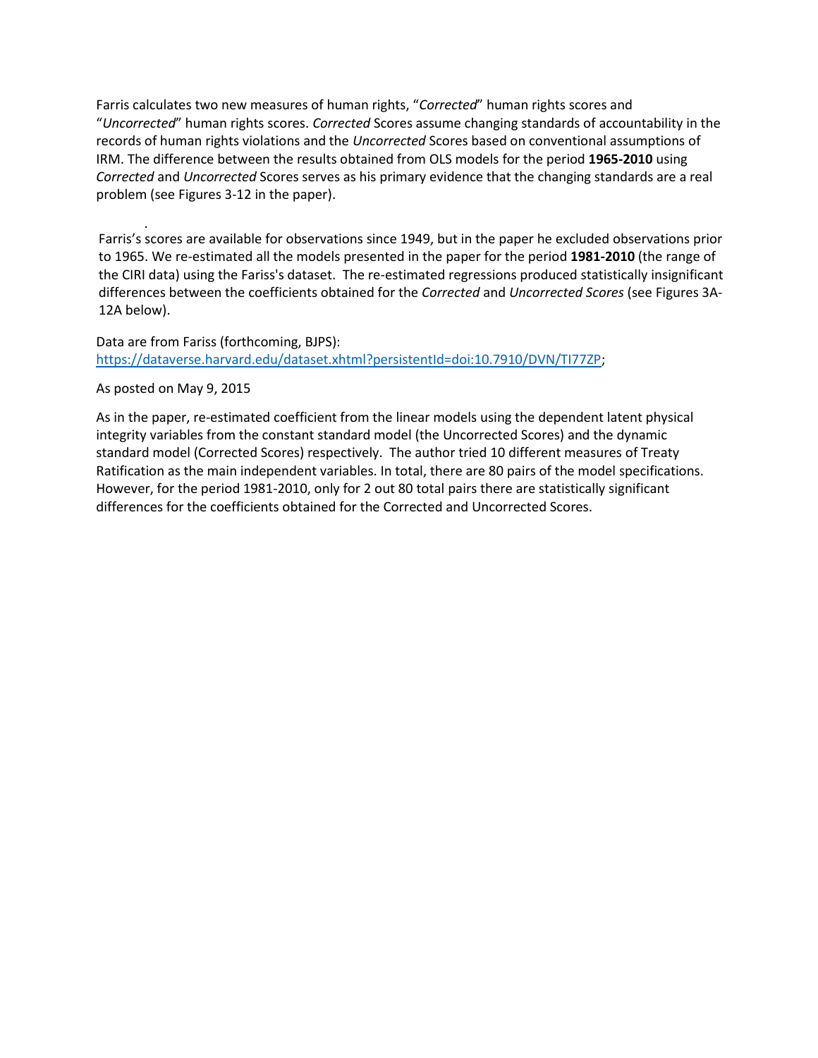Farris calculates two new measures of human rights, "*Corrected*" human rights scores and "*Uncorrected*" human rights scores. *Corrected* Scores assume changing standards of accountability in the records of human rights violations and the *Uncorrected* Scores based on conventional assumptions of IRM. The difference between the results obtained from OLS models for the period **1965-2010** using *Corrected* and *Uncorrected* Scores serves as his primary evidence that the changing standards are a real problem (see Figures 3-12 in the paper).

.

Farris's scores are available for observations since 1949, but in the paper he excluded observations prior to 1965. We re-estimated all the models presented in the paper for the period **1981-2010** (the range of the CIRI data) using the Fariss's dataset. The re-estimated regressions produced statistically insignificant differences between the coefficients obtained for the *Corrected* and *Uncorrected Scores* (see Figures 3A-12A below).

Data are from Fariss (forthcoming, BJPS):
https://dataverse.harvard.edu/dataset.xhtml?persistentId=doi:10.7910/DVN/TI77ZP;

As posted on May 9, 2015

As in the paper, re-estimated coefficient from the linear models using the dependent latent physical integrity variables from the constant standard model (the Uncorrected Scores) and the dynamic standard model (Corrected Scores) respectively. The author tried 10 different measures of Treaty Ratification as the main independent variables. In total, there are 80 pairs of the model specifications. However, for the period 1981-2010, only for 2 out 80 total pairs there are statistically significant differences for the coefficients obtained for the Corrected and Uncorrected Scores.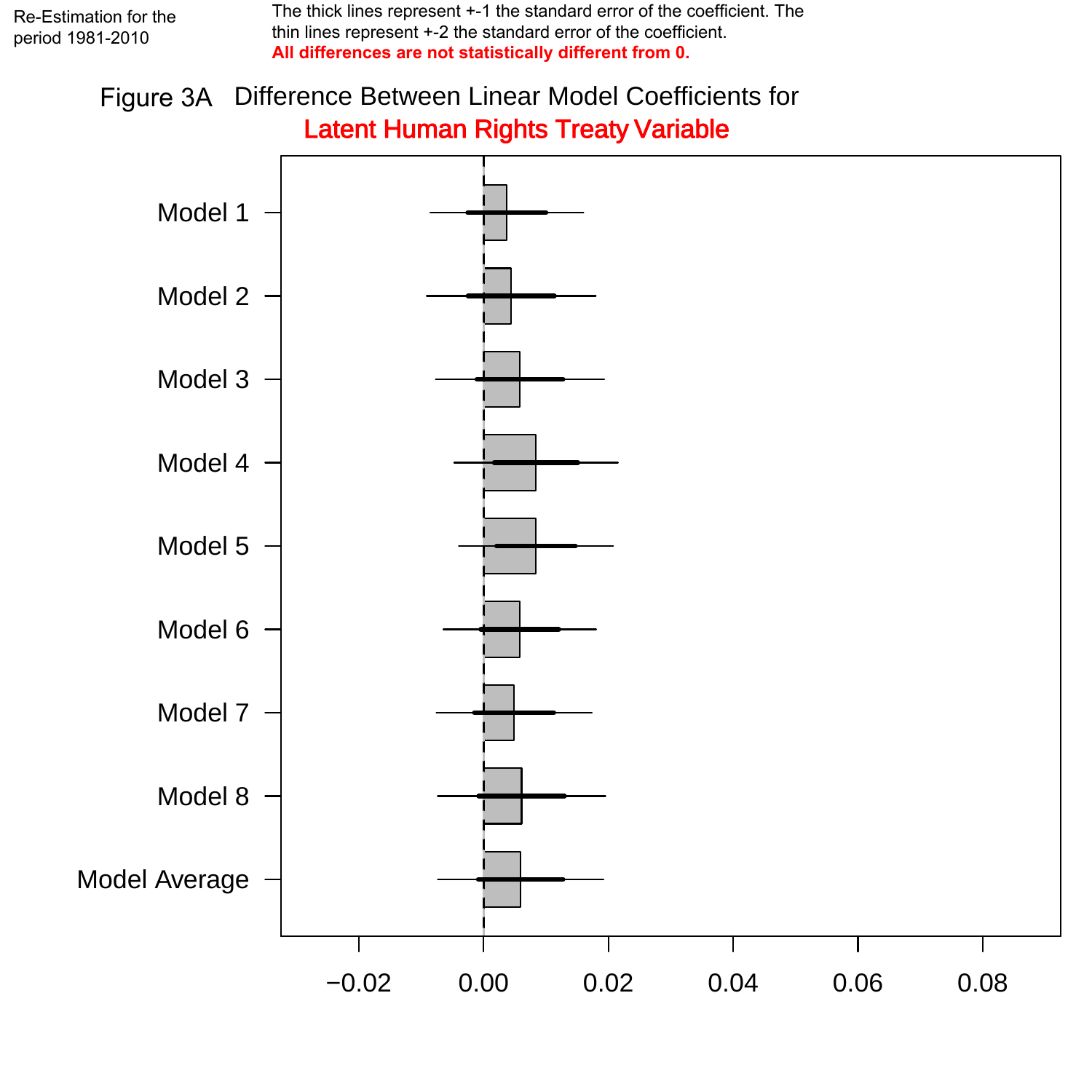Re-Estimation for the period 1981-2010

The thick lines represent +-1 the standard error of the coefficient. The thin lines represent +-2 the standard error of the coefficient.
**All differences are not statistically different from 0.**

Figure 3A Difference Between Linear Model Coefficients for
Latent Human Rights Treaty Variable

Model 1
Model 2
Model 3
Model 4
Model 5
Model 6
Model 7
Model 8
Model Average

−0.02 0.00 0.02 0.04 0.06 0.08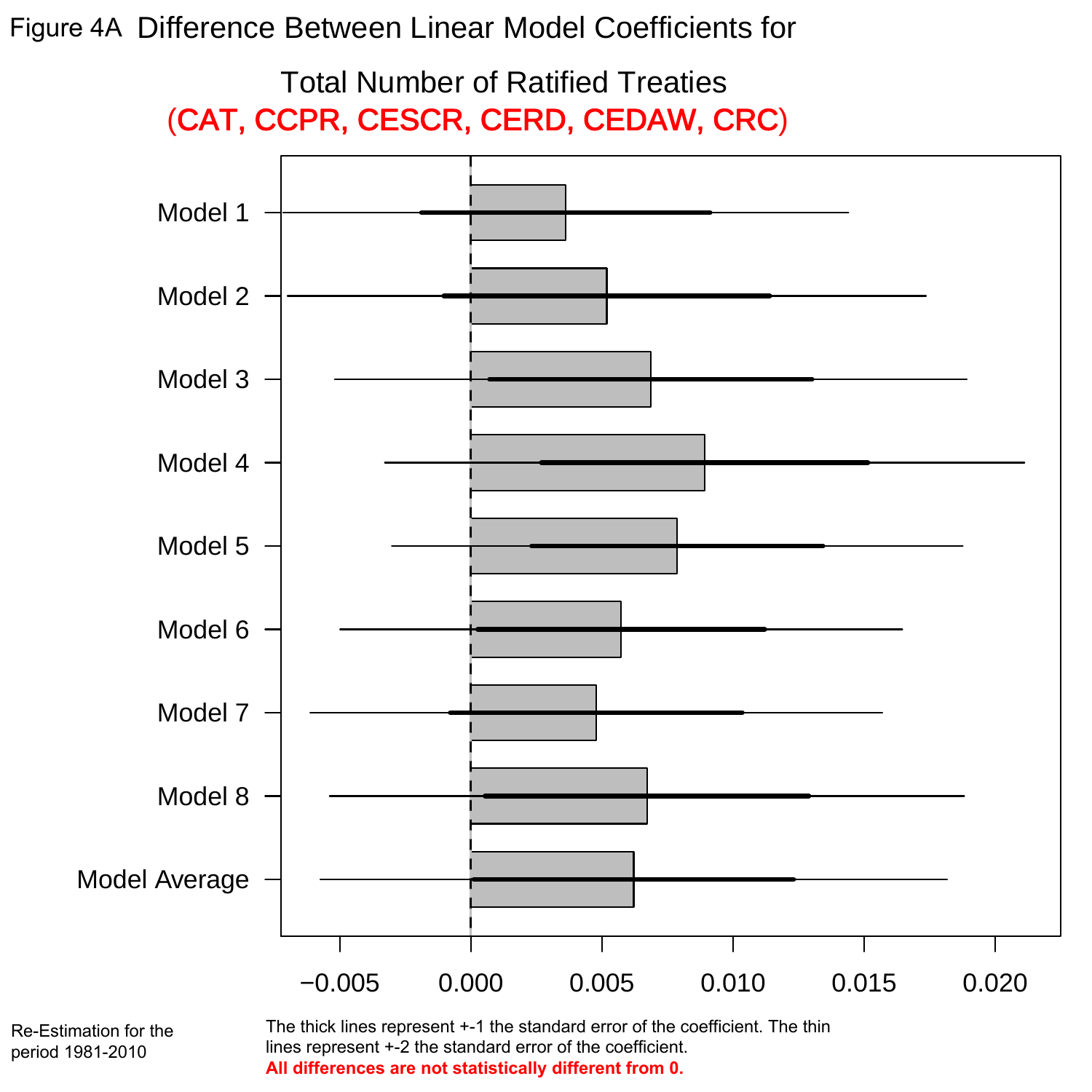Figure 4A Difference Between Linear Model Coefficients for

Total Number of Ratified Treaties

**(CAT, CCPR, CESCR, CERD, CEDAW, CRC)**

Model 1

Model 2

Model 3

Model 4

Model 5

Model 6

Model 7

Model 8

Model Average

−0.005 0.000 0.005 0.010 0.015 0.020

Re-Estimation for the period 1981-2010

The thick lines represent +-1 the standard error of the coefficient. The thin lines represent +-2 the standard error of the coefficient.

**All differences are not statistically different from 0.**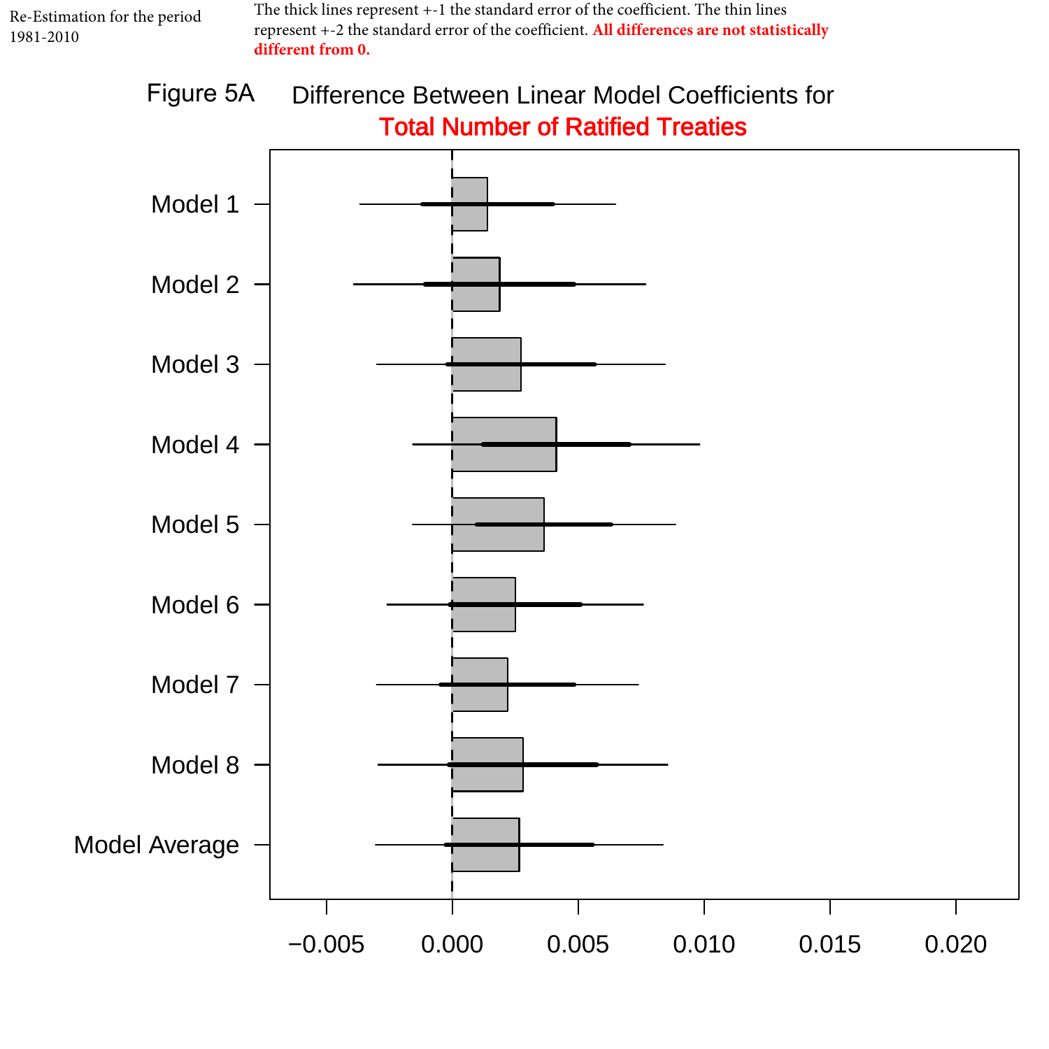Re-Estimation for the period 1981-2010

The thick lines represent +-1 the standard error of the coefficient. The thin lines represent +-2 the standard error of the coefficient. **All differences are not statistically different from 0.**

Figure 5A Difference Between Linear Model Coefficients for **Total Number of Ratified Treaties**

Model 1

Model 2

Model 3

Model 4

Model 5

Model 6

Model 7

Model 8

Model Average

−0.005 0.000 0.005 0.010 0.015 0.020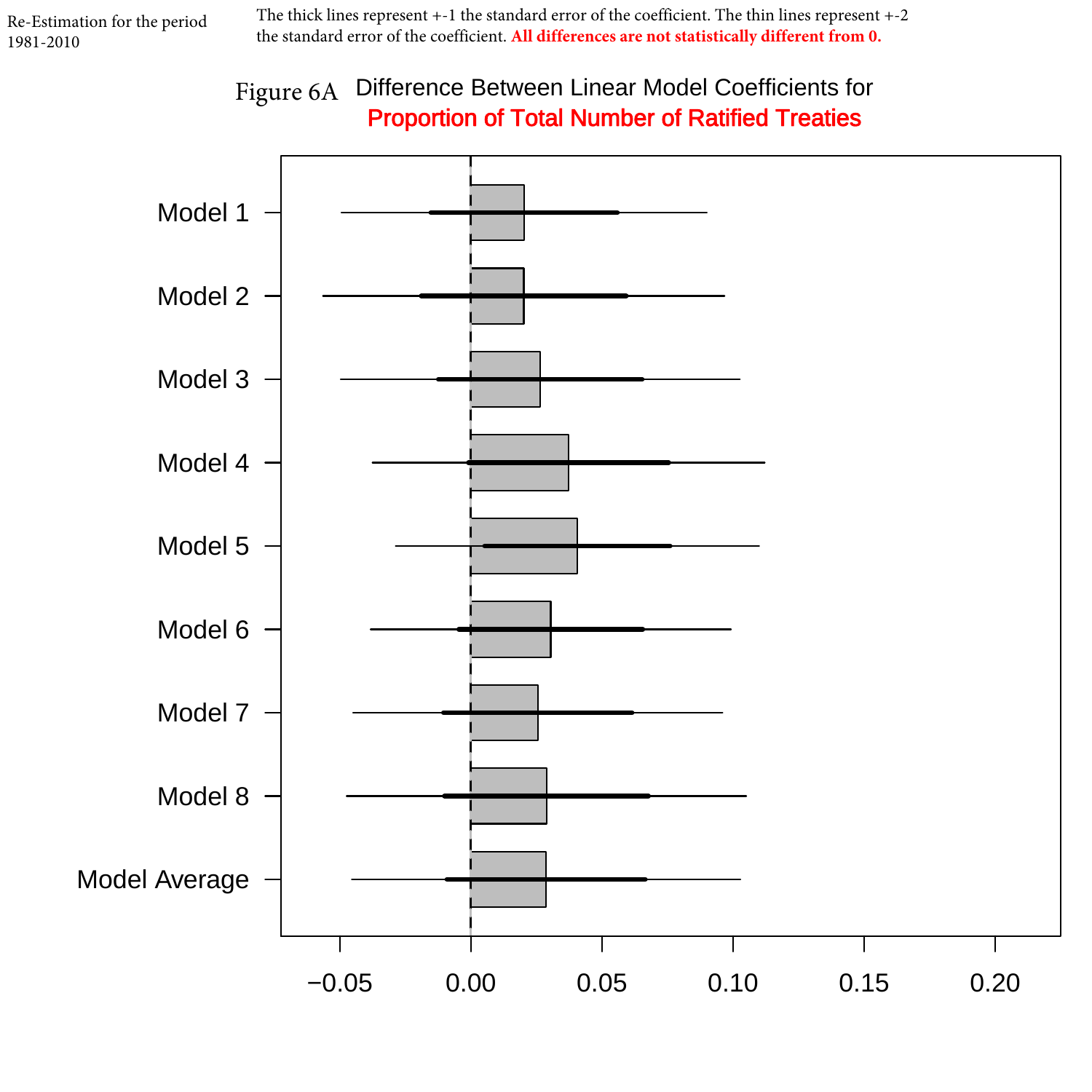Re-Estimation for the period 1981-2010

The thick lines represent +-1 the standard error of the coefficient. The thin lines represent +-2 the standard error of the coefficient. **All differences are not statistically different from 0.**

Figure 6A Difference Between Linear Model Coefficients for **Proportion of Total Number of Ratified Treaties**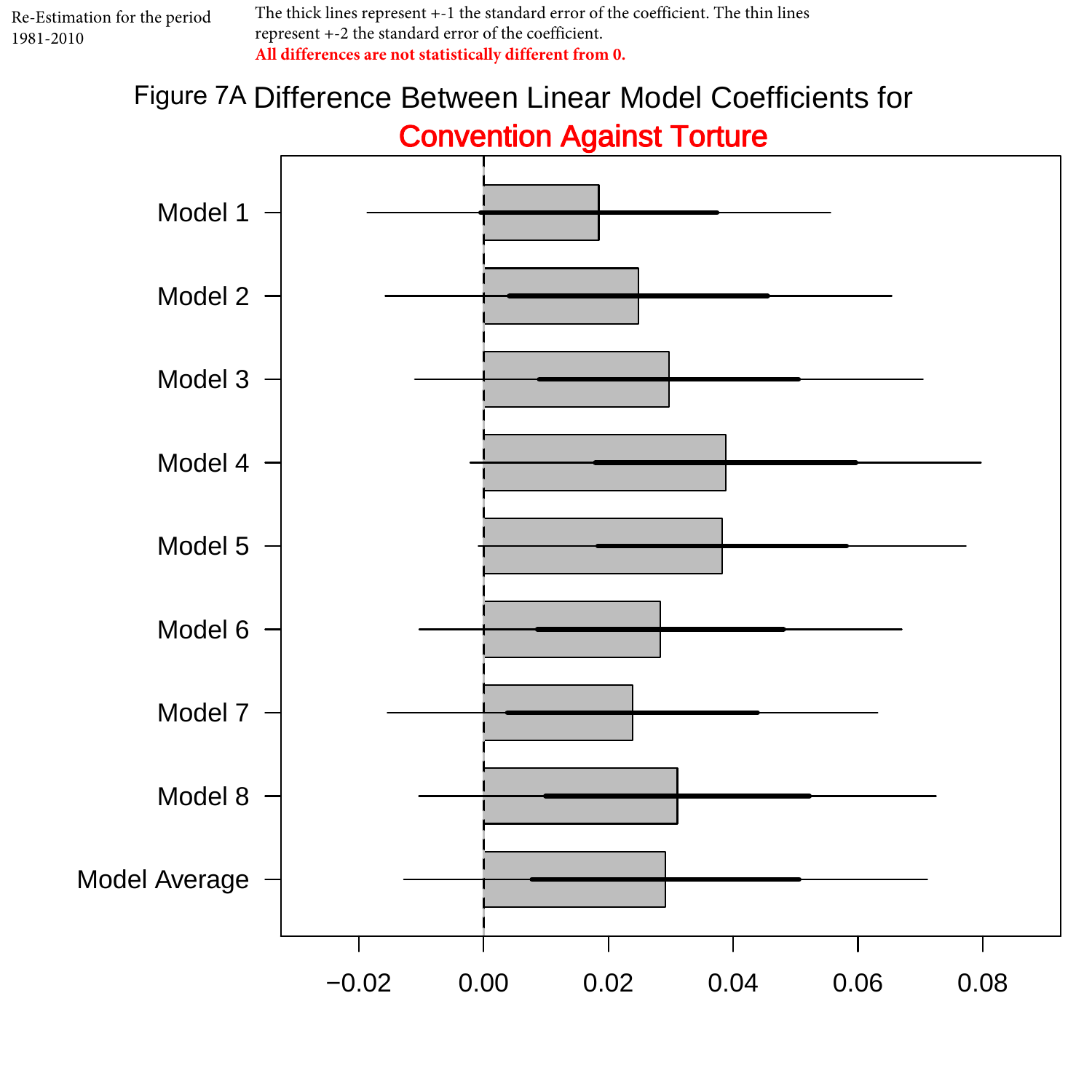Re-Estimation for the period 1981-2010

The thick lines represent +-1 the standard error of the coefficient. The thin lines represent +-2 the standard error of the coefficient.

**All differences are not statistically different from 0.**

Figure 7A Difference Between Linear Model Coefficients for Convention Against Torture

Model 1

Model 2

Model 3

Model 4

Model 5

Model 6

Model 7

Model 8

Model Average

−0.02 0.00 0.02 0.04 0.06 0.08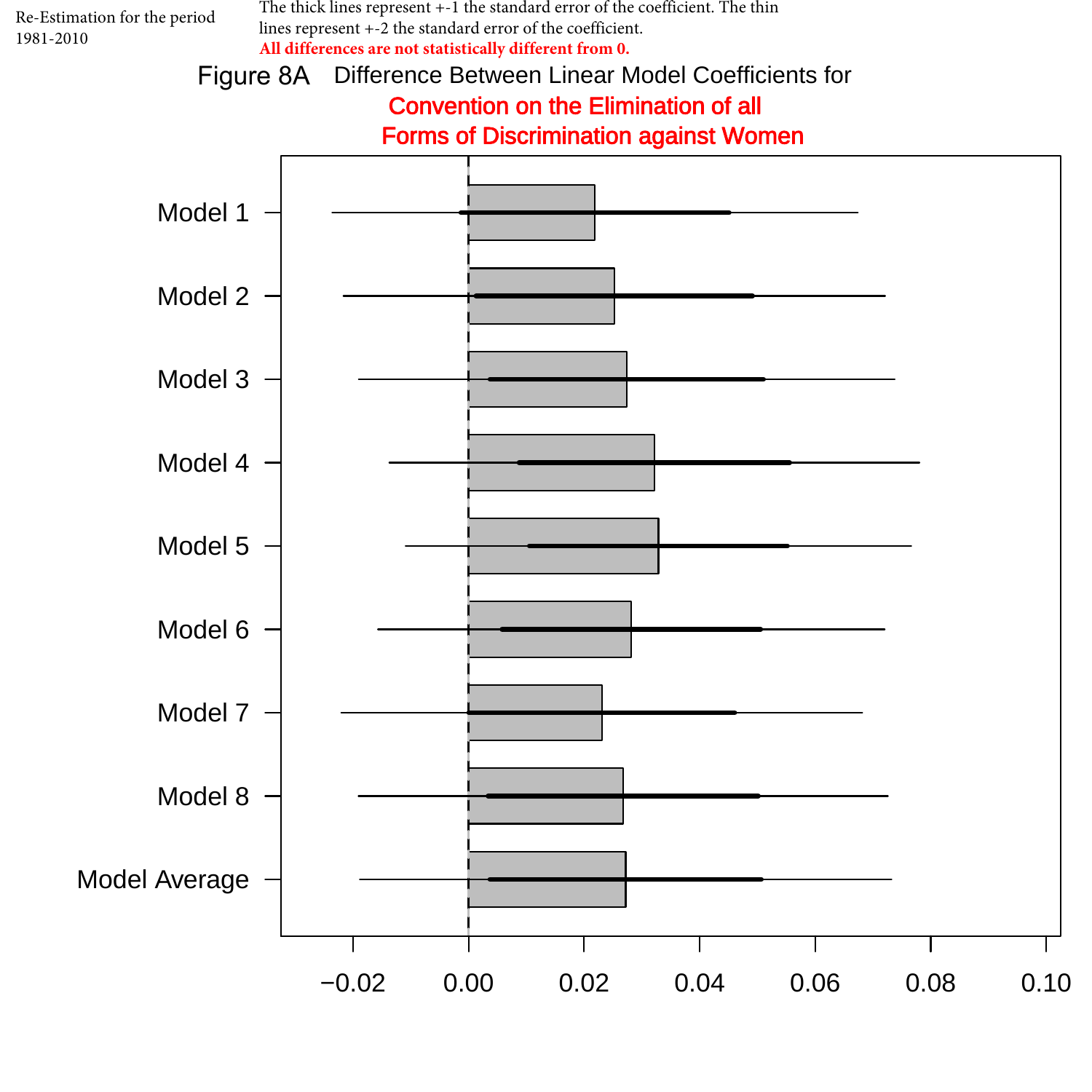Re-Estimation for the period 1981-2010

The thick lines represent +-1 the standard error of the coefficient. The thin lines represent +-2 the standard error of the coefficient.

**All differences are not statistically different from 0.**

Figure 8A Difference Between Linear Model Coefficients for Convention on the Elimination of all Forms of Discrimination against Women

Model 1
Model 2
Model 3
Model 4
Model 5
Model 6
Model 7
Model 8
Model Average

−0.02 0.00 0.02 0.04 0.06 0.08 0.10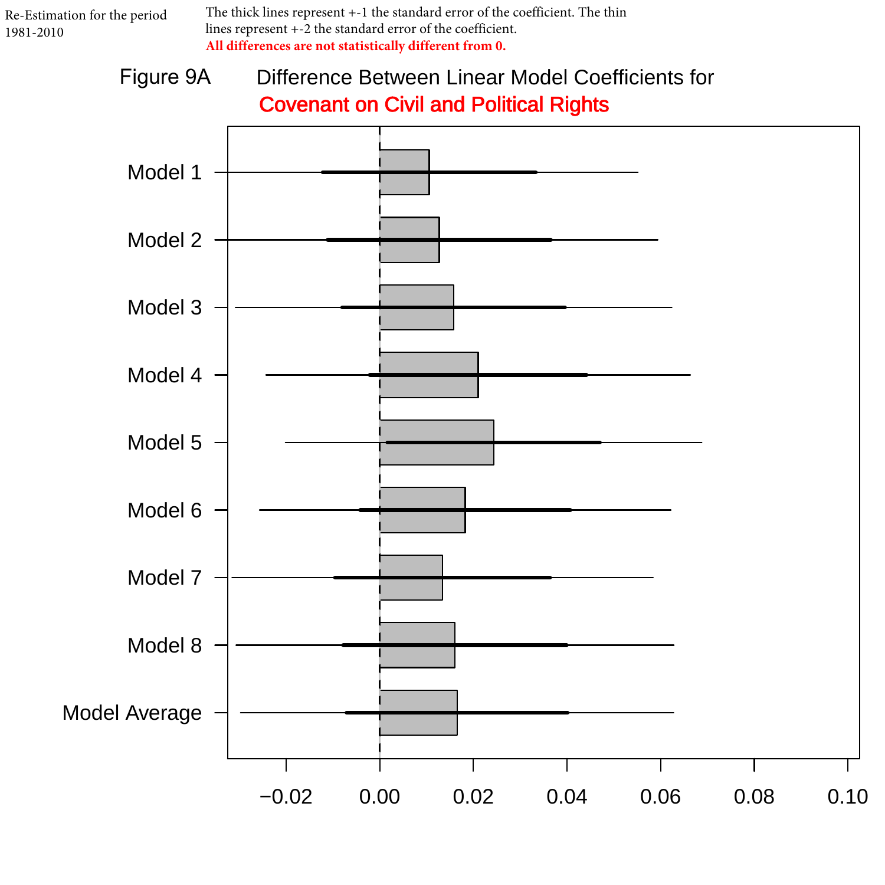Re-Estimation for the period 1981-2010

The thick lines represent +-1 the standard error of the coefficient. The thin lines represent +-2 the standard error of the coefficient.

**All differences are not statistically different from 0.**

Figure 9A Difference Between Linear Model Coefficients for Covenant on Civil and Political Rights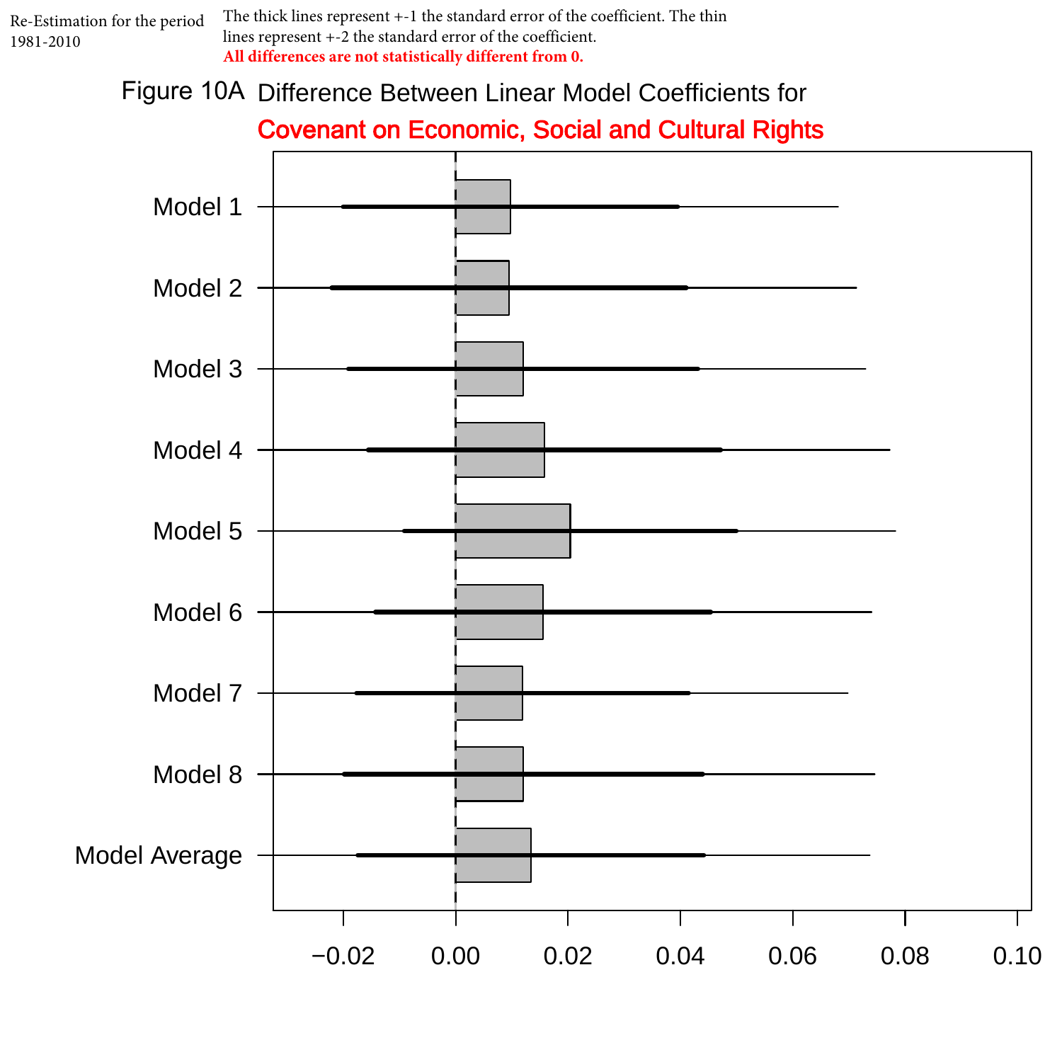Re-Estimation for the period 1981-2010

The thick lines represent +-1 the standard error of the coefficient. The thin lines represent +-2 the standard error of the coefficient.
**All differences are not statistically different from 0.**

Figure 10A Difference Between Linear Model Coefficients for Covenant on Economic, Social and Cultural Rights

Model 1
Model 2
Model 3
Model 4
Model 5
Model 6
Model 7
Model 8
Model Average

−0.02 0.00 0.02 0.04 0.06 0.08 0.10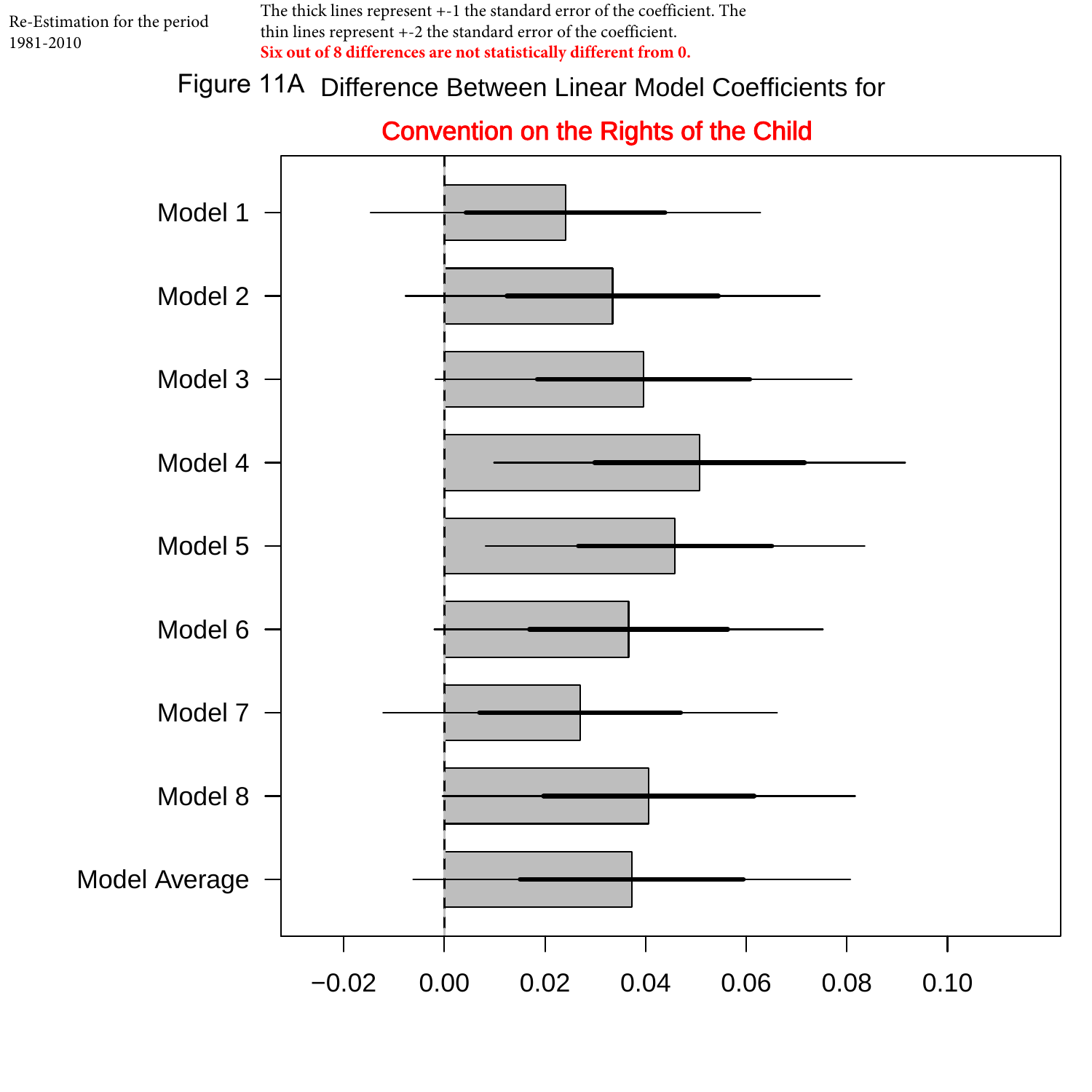Re-Estimation for the period 1981-2010

The thick lines represent +-1 the standard error of the coefficient. The thin lines represent +-2 the standard error of the coefficient.
**Six out of 8 differences are not statistically different from 0.**

Figure 11A Difference Between Linear Model Coefficients for

Convention on the Rights of the Child

Model 1
Model 2
Model 3
Model 4
Model 5
Model 6
Model 7
Model 8
Model Average

−0.02 0.00 0.02 0.04 0.06 0.08 0.10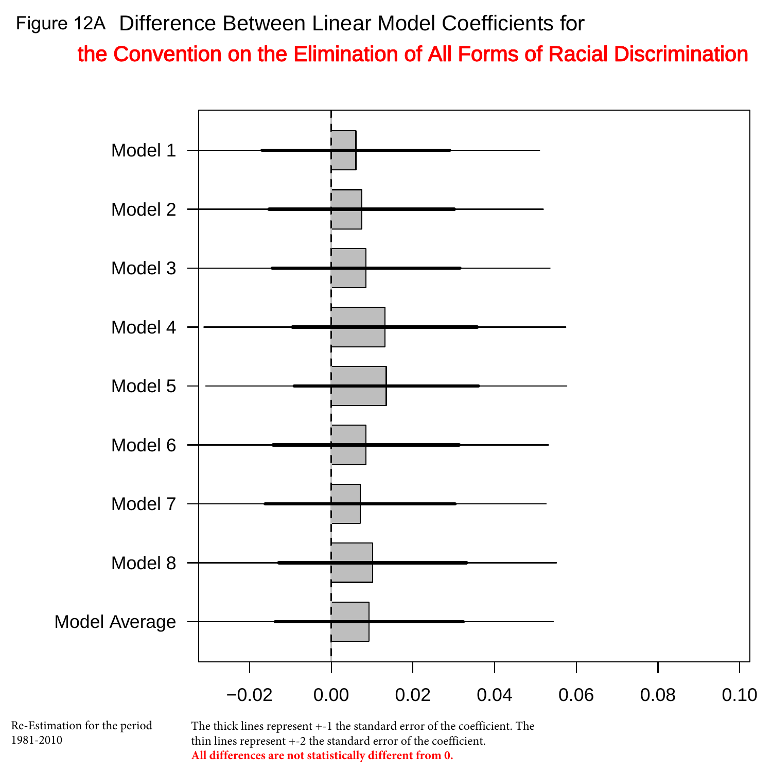Figure 12A Difference Between Linear Model Coefficients for

the Convention on the Elimination of All Forms of Racial Discrimination

Model 1

Model 2

Model 3

Model 4

Model 5

Model 6

Model 7

Model 8

Model Average

−0.02

0.00

0.02

0.04

0.06

0.08

0.10

Re-Estimation for the period 1981-2010

The thick lines represent +-1 the standard error of the coefficient. The thin lines represent +-2 the standard error of the coefficient.

**All differences are not statistically different from 0.**